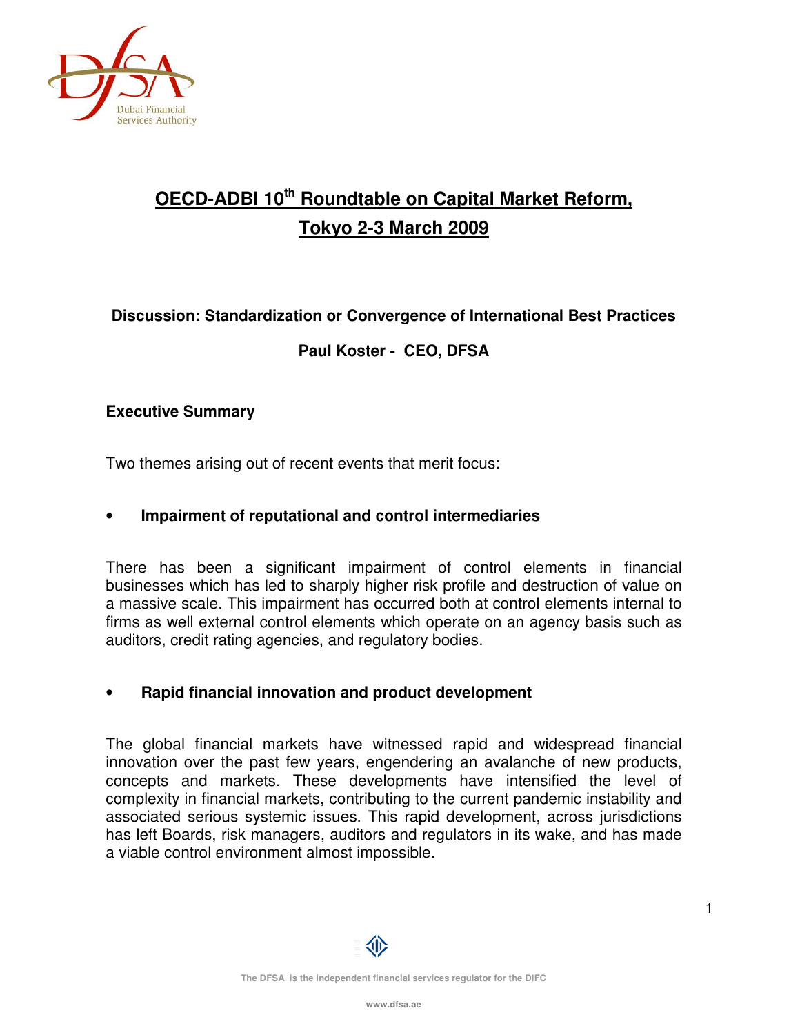# OECD-ADBI 10th Roundtable on Capital Market Reform, Tokyo 2-3 March 2009

**Discussion: Standardization or Convergence of International Best Practices**

**Paul Koster - CEO, DFSA**

## Executive Summary

Two themes arising out of recent events that merit focus:

- **Impairment of reputational and control intermediaries**

There has been a significant impairment of control elements in financial businesses which has led to sharply higher risk profile and destruction of value on a massive scale. This impairment has occurred both at control elements internal to firms as well external control elements which operate on an agency basis such as auditors, credit rating agencies, and regulatory bodies.

- **Rapid financial innovation and product development**

The global financial markets have witnessed rapid and widespread financial innovation over the past few years, engendering an avalanche of new products, concepts and markets. These developments have intensified the level of complexity in financial markets, contributing to the current pandemic instability and associated serious systemic issues. This rapid development, across jurisdictions has left Boards, risk managers, auditors and regulators in its wake, and has made a viable control environment almost impossible.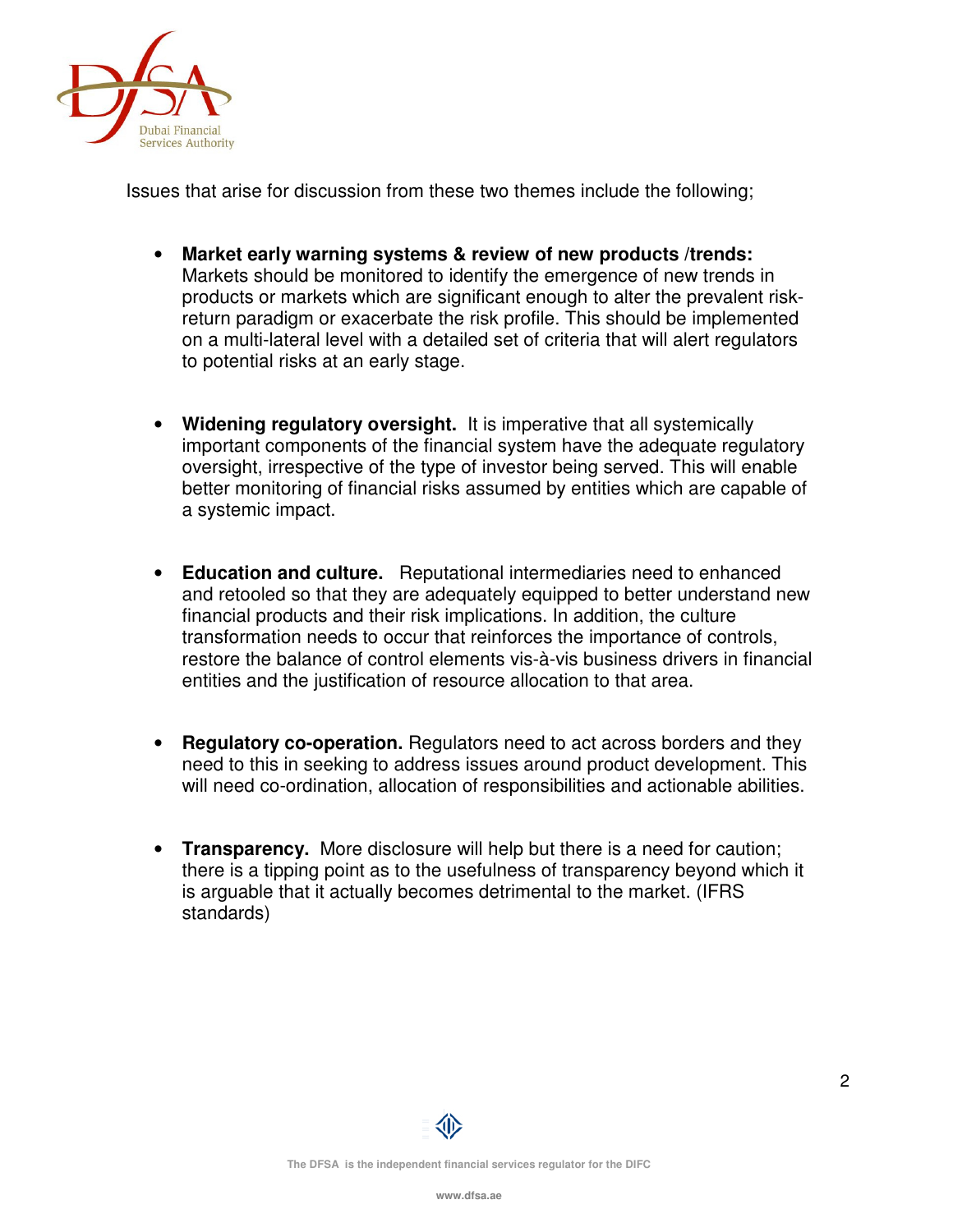Issues that arise for discussion from these two themes include the following;

- **Market early warning systems & review of new products /trends:** Markets should be monitored to identify the emergence of new trends in products or markets which are significant enough to alter the prevalent risk-return paradigm or exacerbate the risk profile. This should be implemented on a multi-lateral level with a detailed set of criteria that will alert regulators to potential risks at an early stage.

- **Widening regulatory oversight.** It is imperative that all systemically important components of the financial system have the adequate regulatory oversight, irrespective of the type of investor being served. This will enable better monitoring of financial risks assumed by entities which are capable of a systemic impact.

- **Education and culture.** Reputational intermediaries need to enhanced and retooled so that they are adequately equipped to better understand new financial products and their risk implications. In addition, the culture transformation needs to occur that reinforces the importance of controls, restore the balance of control elements vis-à-vis business drivers in financial entities and the justification of resource allocation to that area.

- **Regulatory co-operation.** Regulators need to act across borders and they need to this in seeking to address issues around product development. This will need co-ordination, allocation of responsibilities and actionable abilities.

- **Transparency.** More disclosure will help but there is a need for caution; there is a tipping point as to the usefulness of transparency beyond which it is arguable that it actually becomes detrimental to the market. (IFRS standards)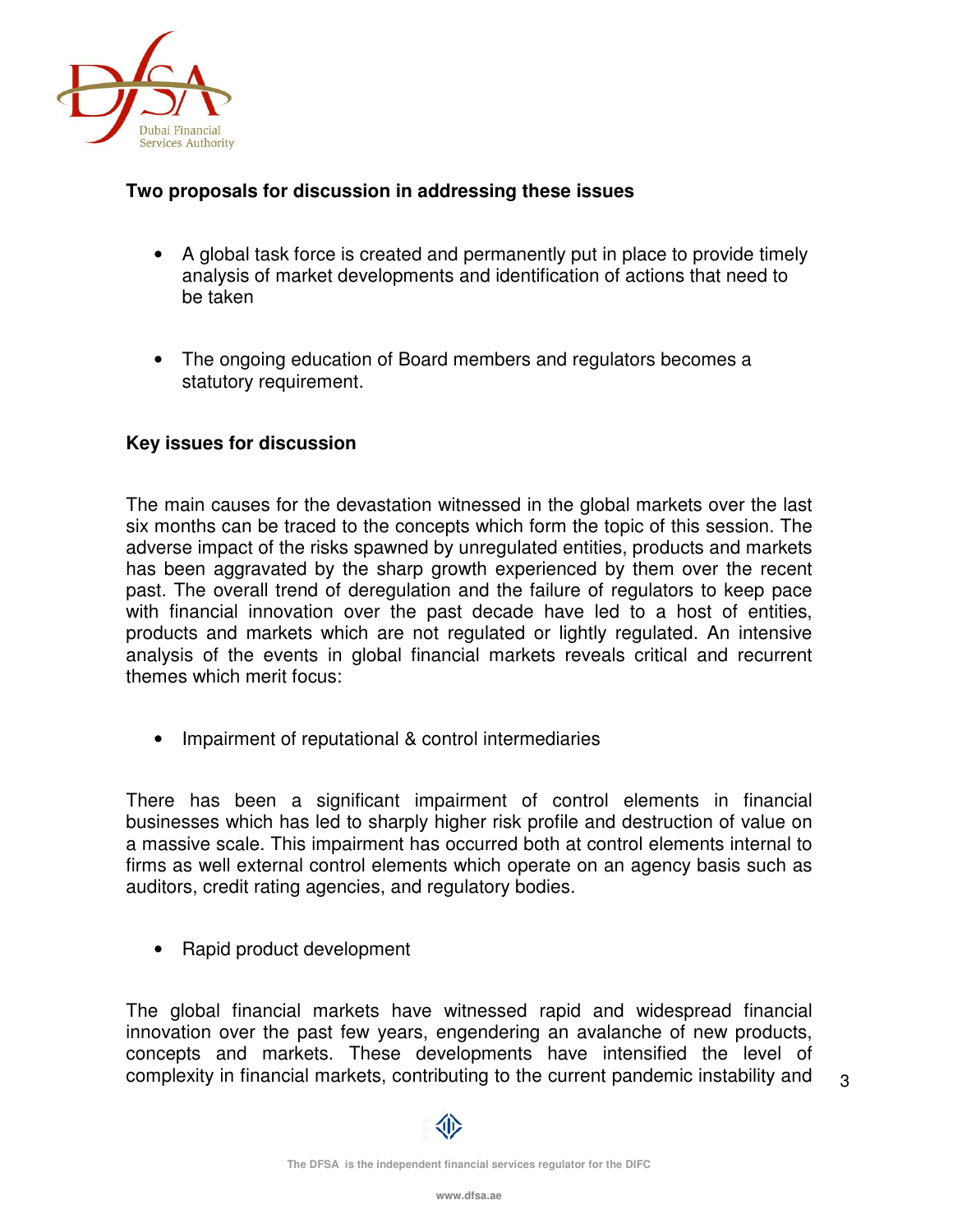**Two proposals for discussion in addressing these issues**

- A global task force is created and permanently put in place to provide timely analysis of market developments and identification of actions that need to be taken

- The ongoing education of Board members and regulators becomes a statutory requirement.

**Key issues for discussion**

The main causes for the devastation witnessed in the global markets over the last six months can be traced to the concepts which form the topic of this session. The adverse impact of the risks spawned by unregulated entities, products and markets has been aggravated by the sharp growth experienced by them over the recent past. The overall trend of deregulation and the failure of regulators to keep pace with financial innovation over the past decade have led to a host of entities, products and markets which are not regulated or lightly regulated. An intensive analysis of the events in global financial markets reveals critical and recurrent themes which merit focus:

- Impairment of reputational & control intermediaries

There has been a significant impairment of control elements in financial businesses which has led to sharply higher risk profile and destruction of value on a massive scale. This impairment has occurred both at control elements internal to firms as well external control elements which operate on an agency basis such as auditors, credit rating agencies, and regulatory bodies.

- Rapid product development

The global financial markets have witnessed rapid and widespread financial innovation over the past few years, engendering an avalanche of new products, concepts and markets. These developments have intensified the level of complexity in financial markets, contributing to the current pandemic instability and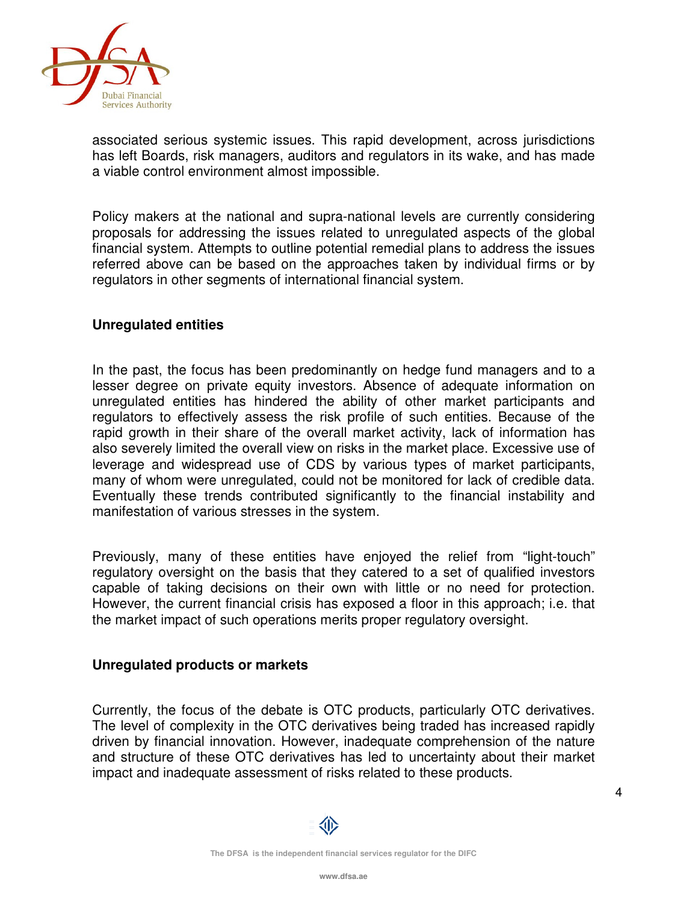associated serious systemic issues. This rapid development, across jurisdictions has left Boards, risk managers, auditors and regulators in its wake, and has made a viable control environment almost impossible.

Policy makers at the national and supra-national levels are currently considering proposals for addressing the issues related to unregulated aspects of the global financial system. Attempts to outline potential remedial plans to address the issues referred above can be based on the approaches taken by individual firms or by regulators in other segments of international financial system.

**Unregulated entities**

In the past, the focus has been predominantly on hedge fund managers and to a lesser degree on private equity investors. Absence of adequate information on unregulated entities has hindered the ability of other market participants and regulators to effectively assess the risk profile of such entities. Because of the rapid growth in their share of the overall market activity, lack of information has also severely limited the overall view on risks in the market place. Excessive use of leverage and widespread use of CDS by various types of market participants, many of whom were unregulated, could not be monitored for lack of credible data. Eventually these trends contributed significantly to the financial instability and manifestation of various stresses in the system.

Previously, many of these entities have enjoyed the relief from "light-touch" regulatory oversight on the basis that they catered to a set of qualified investors capable of taking decisions on their own with little or no need for protection. However, the current financial crisis has exposed a floor in this approach; i.e. that the market impact of such operations merits proper regulatory oversight.

**Unregulated products or markets**

Currently, the focus of the debate is OTC products, particularly OTC derivatives. The level of complexity in the OTC derivatives being traded has increased rapidly driven by financial innovation. However, inadequate comprehension of the nature and structure of these OTC derivatives has led to uncertainty about their market impact and inadequate assessment of risks related to these products.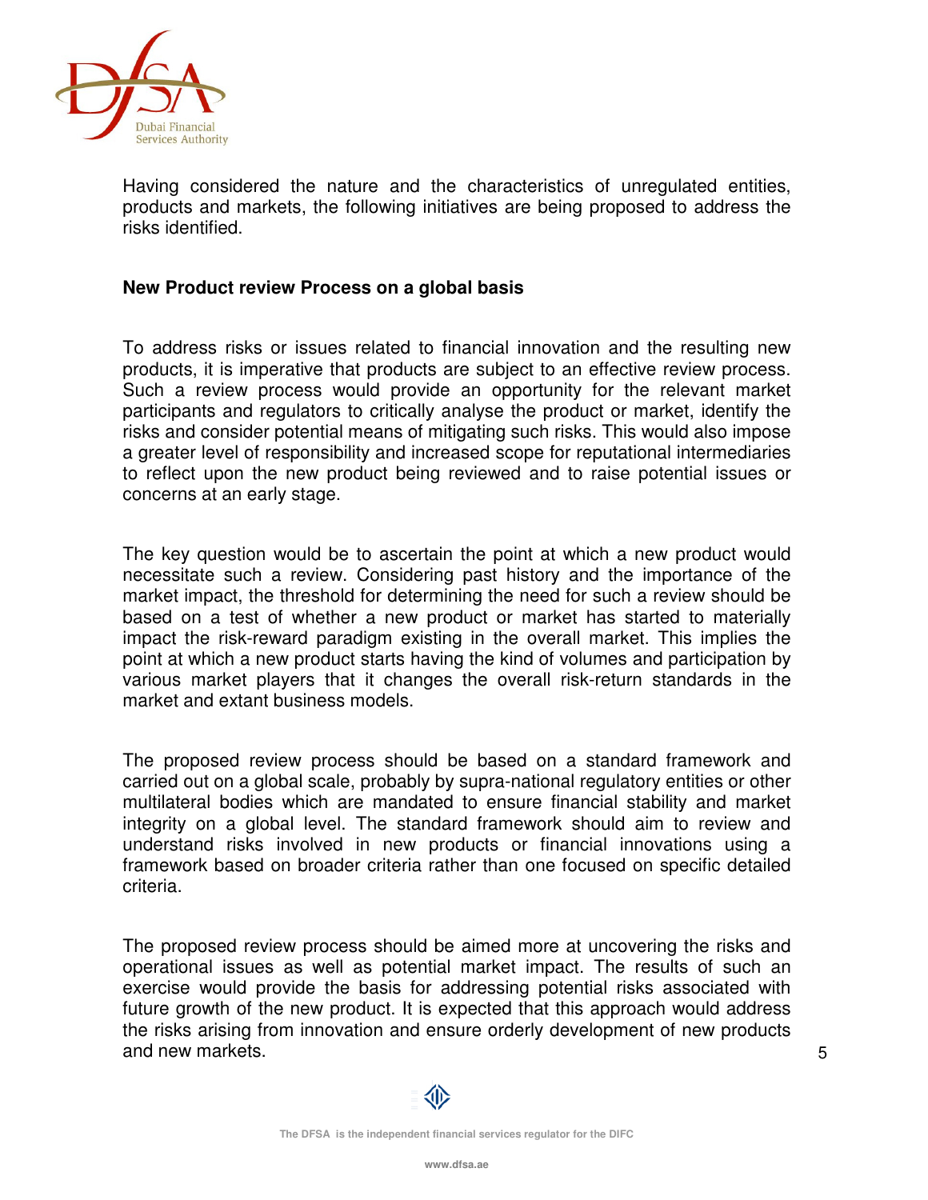Having considered the nature and the characteristics of unregulated entities, products and markets, the following initiatives are being proposed to address the risks identified.

**New Product review Process on a global basis**

To address risks or issues related to financial innovation and the resulting new products, it is imperative that products are subject to an effective review process. Such a review process would provide an opportunity for the relevant market participants and regulators to critically analyse the product or market, identify the risks and consider potential means of mitigating such risks. This would also impose a greater level of responsibility and increased scope for reputational intermediaries to reflect upon the new product being reviewed and to raise potential issues or concerns at an early stage.

The key question would be to ascertain the point at which a new product would necessitate such a review. Considering past history and the importance of the market impact, the threshold for determining the need for such a review should be based on a test of whether a new product or market has started to materially impact the risk-reward paradigm existing in the overall market. This implies the point at which a new product starts having the kind of volumes and participation by various market players that it changes the overall risk-return standards in the market and extant business models.

The proposed review process should be based on a standard framework and carried out on a global scale, probably by supra-national regulatory entities or other multilateral bodies which are mandated to ensure financial stability and market integrity on a global level. The standard framework should aim to review and understand risks involved in new products or financial innovations using a framework based on broader criteria rather than one focused on specific detailed criteria.

The proposed review process should be aimed more at uncovering the risks and operational issues as well as potential market impact. The results of such an exercise would provide the basis for addressing potential risks associated with future growth of the new product. It is expected that this approach would address the risks arising from innovation and ensure orderly development of new products and new markets.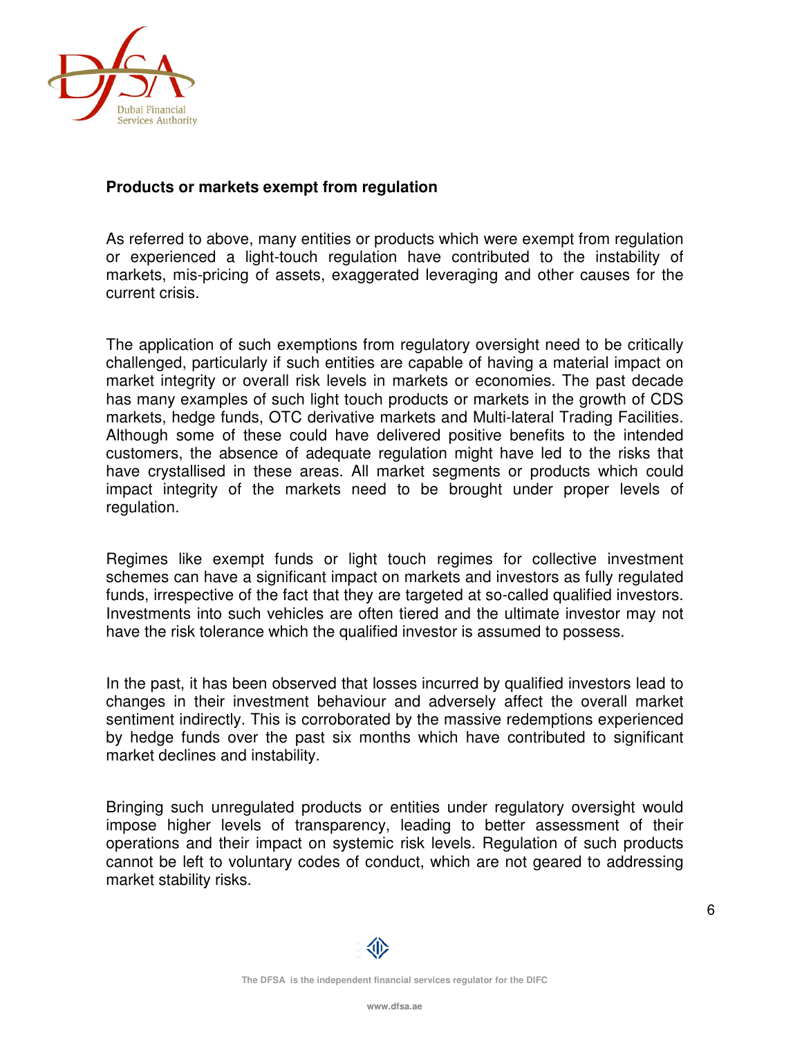**Products or markets exempt from regulation**

As referred to above, many entities or products which were exempt from regulation or experienced a light-touch regulation have contributed to the instability of markets, mis-pricing of assets, exaggerated leveraging and other causes for the current crisis.

The application of such exemptions from regulatory oversight need to be critically challenged, particularly if such entities are capable of having a material impact on market integrity or overall risk levels in markets or economies. The past decade has many examples of such light touch products or markets in the growth of CDS markets, hedge funds, OTC derivative markets and Multi-lateral Trading Facilities. Although some of these could have delivered positive benefits to the intended customers, the absence of adequate regulation might have led to the risks that have crystallised in these areas. All market segments or products which could impact integrity of the markets need to be brought under proper levels of regulation.

Regimes like exempt funds or light touch regimes for collective investment schemes can have a significant impact on markets and investors as fully regulated funds, irrespective of the fact that they are targeted at so-called qualified investors. Investments into such vehicles are often tiered and the ultimate investor may not have the risk tolerance which the qualified investor is assumed to possess.

In the past, it has been observed that losses incurred by qualified investors lead to changes in their investment behaviour and adversely affect the overall market sentiment indirectly. This is corroborated by the massive redemptions experienced by hedge funds over the past six months which have contributed to significant market declines and instability.

Bringing such unregulated products or entities under regulatory oversight would impose higher levels of transparency, leading to better assessment of their operations and their impact on systemic risk levels. Regulation of such products cannot be left to voluntary codes of conduct, which are not geared to addressing market stability risks.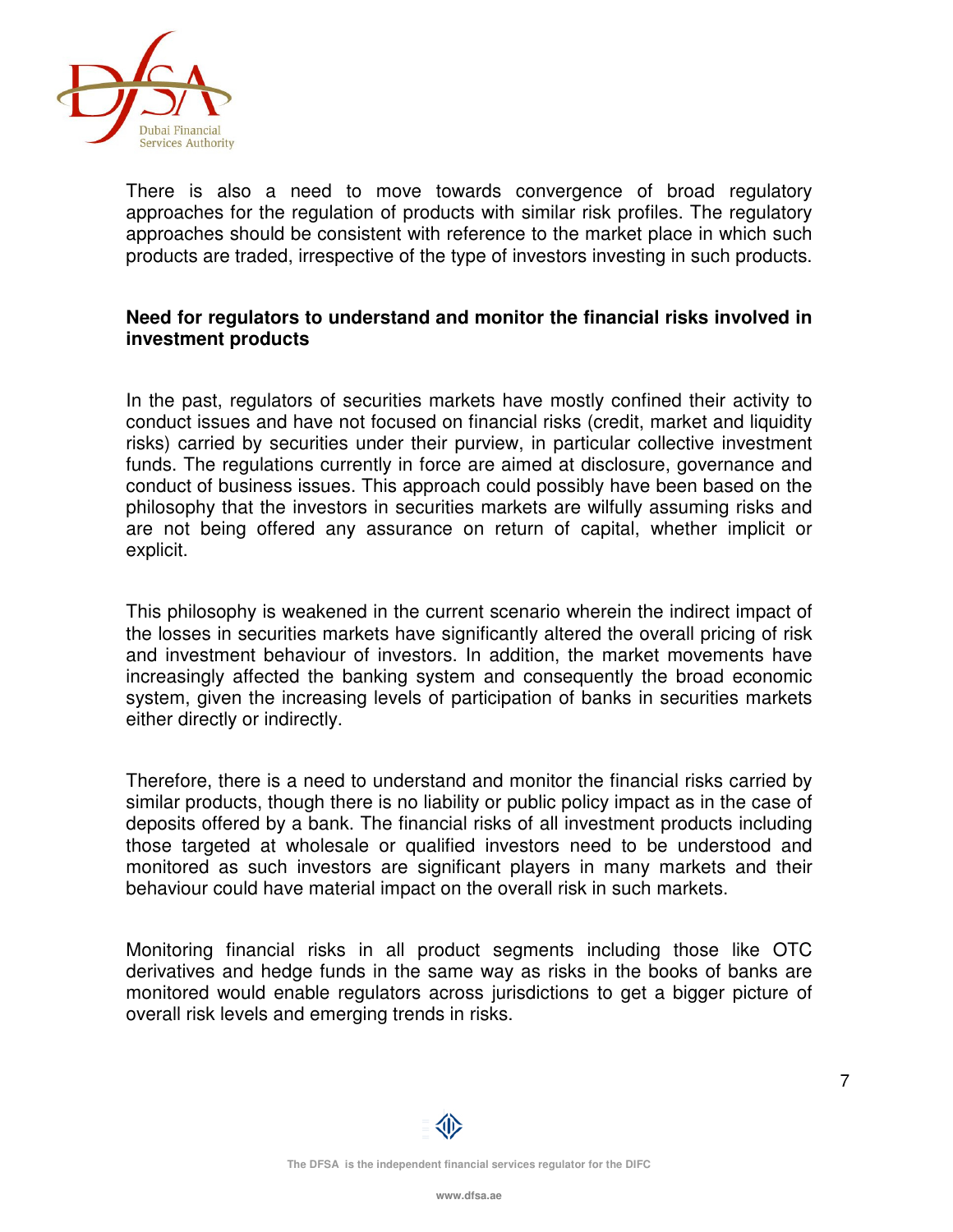There is also a need to move towards convergence of broad regulatory approaches for the regulation of products with similar risk profiles. The regulatory approaches should be consistent with reference to the market place in which such products are traded, irrespective of the type of investors investing in such products.

**Need for regulators to understand and monitor the financial risks involved in investment products**

In the past, regulators of securities markets have mostly confined their activity to conduct issues and have not focused on financial risks (credit, market and liquidity risks) carried by securities under their purview, in particular collective investment funds. The regulations currently in force are aimed at disclosure, governance and conduct of business issues. This approach could possibly have been based on the philosophy that the investors in securities markets are wilfully assuming risks and are not being offered any assurance on return of capital, whether implicit or explicit.

This philosophy is weakened in the current scenario wherein the indirect impact of the losses in securities markets have significantly altered the overall pricing of risk and investment behaviour of investors. In addition, the market movements have increasingly affected the banking system and consequently the broad economic system, given the increasing levels of participation of banks in securities markets either directly or indirectly.

Therefore, there is a need to understand and monitor the financial risks carried by similar products, though there is no liability or public policy impact as in the case of deposits offered by a bank. The financial risks of all investment products including those targeted at wholesale or qualified investors need to be understood and monitored as such investors are significant players in many markets and their behaviour could have material impact on the overall risk in such markets.

Monitoring financial risks in all product segments including those like OTC derivatives and hedge funds in the same way as risks in the books of banks are monitored would enable regulators across jurisdictions to get a bigger picture of overall risk levels and emerging trends in risks.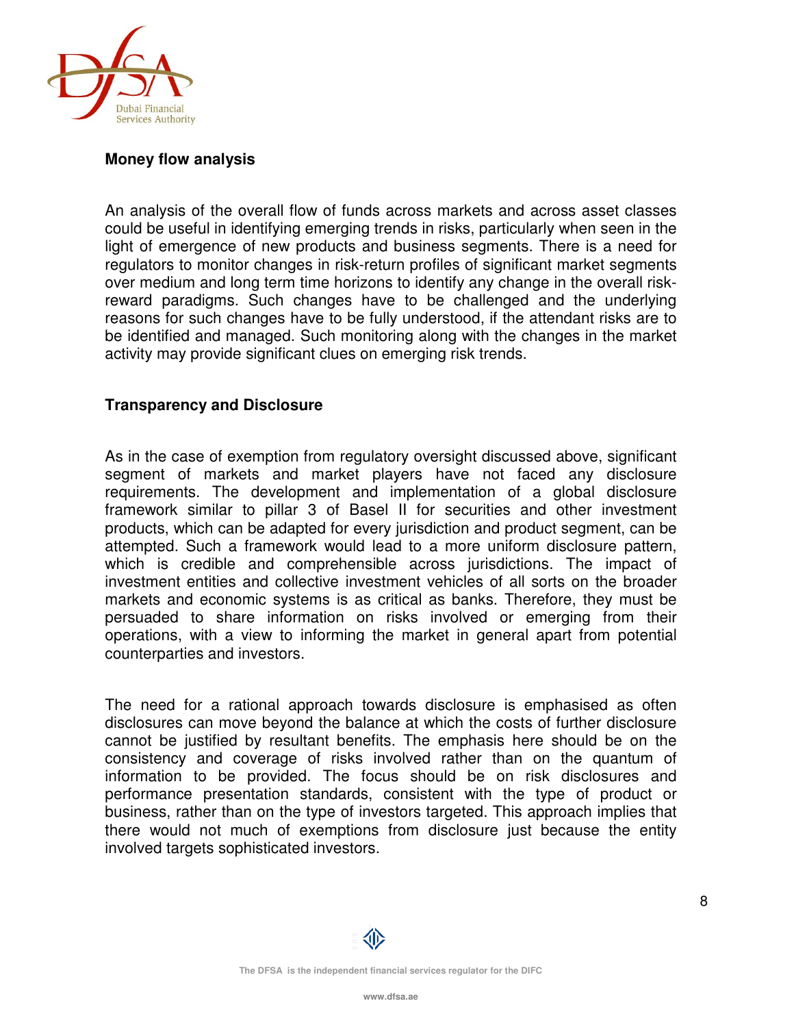### Money flow analysis

An analysis of the overall flow of funds across markets and across asset classes could be useful in identifying emerging trends in risks, particularly when seen in the light of emergence of new products and business segments. There is a need for regulators to monitor changes in risk-return profiles of significant market segments over medium and long term time horizons to identify any change in the overall risk-reward paradigms. Such changes have to be challenged and the underlying reasons for such changes have to be fully understood, if the attendant risks are to be identified and managed. Such monitoring along with the changes in the market activity may provide significant clues on emerging risk trends.

### Transparency and Disclosure

As in the case of exemption from regulatory oversight discussed above, significant segment of markets and market players have not faced any disclosure requirements. The development and implementation of a global disclosure framework similar to pillar 3 of Basel II for securities and other investment products, which can be adapted for every jurisdiction and product segment, can be attempted. Such a framework would lead to a more uniform disclosure pattern, which is credible and comprehensible across jurisdictions. The impact of investment entities and collective investment vehicles of all sorts on the broader markets and economic systems is as critical as banks. Therefore, they must be persuaded to share information on risks involved or emerging from their operations, with a view to informing the market in general apart from potential counterparties and investors.

The need for a rational approach towards disclosure is emphasised as often disclosures can move beyond the balance at which the costs of further disclosure cannot be justified by resultant benefits. The emphasis here should be on the consistency and coverage of risks involved rather than on the quantum of information to be provided. The focus should be on risk disclosures and performance presentation standards, consistent with the type of product or business, rather than on the type of investors targeted. This approach implies that there would not much of exemptions from disclosure just because the entity involved targets sophisticated investors.